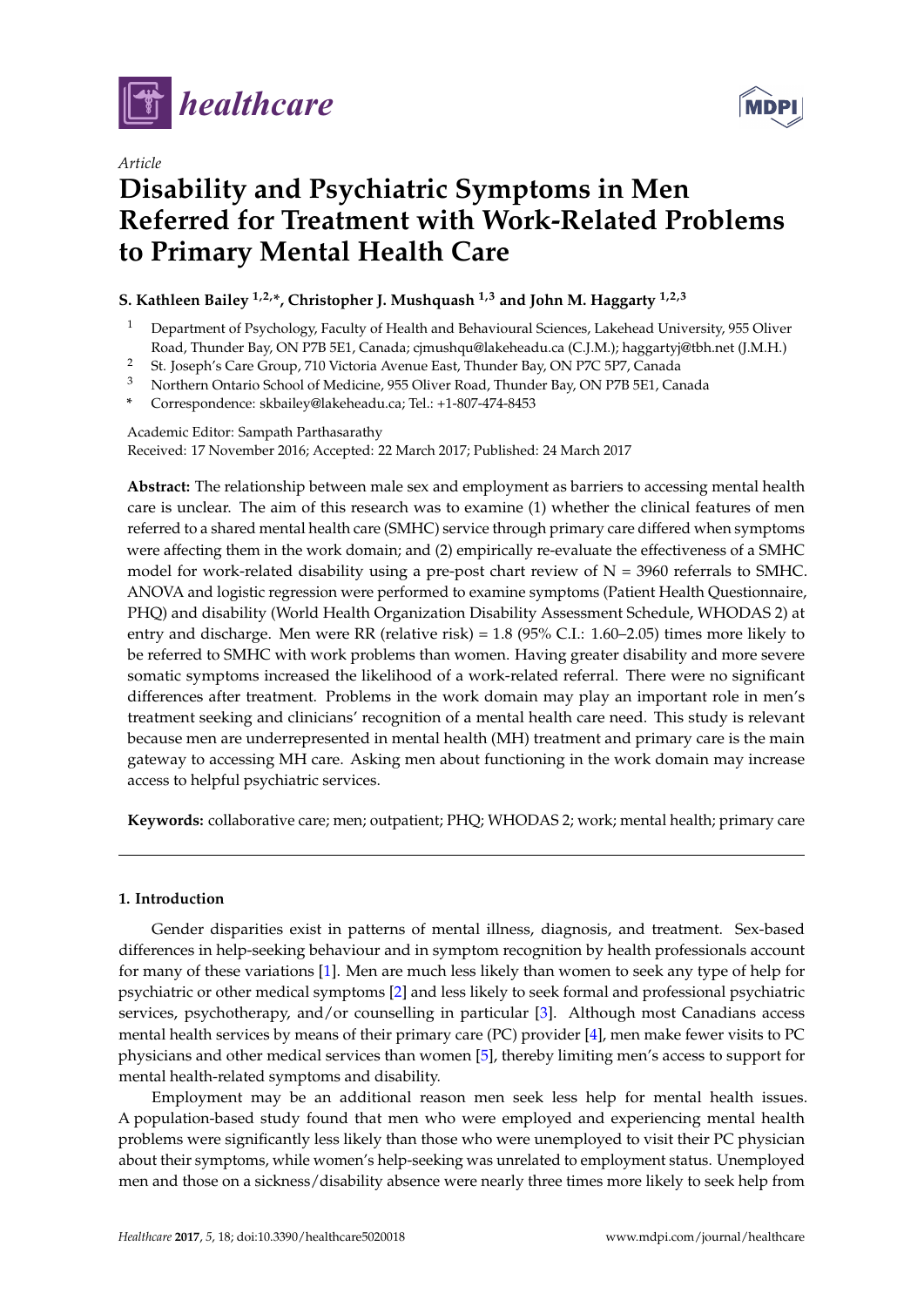*healthcare*

*Article*

# Disability and Psychiatric Symptoms in Men Referred for Treatment with Work-Related Problems to Primary Mental Health Care

**S. Kathleen Bailey [1,2,*], Christopher J. Mushquash [1,3] and John M. Haggarty [1,2,3]**

[1] Department of Psychology, Faculty of Health and Behavioural Sciences, Lakehead University, 955 Oliver Road, Thunder Bay, ON P7B 5E1, Canada; cjmushqu@lakeheadu.ca (C.J.M.); haggartyj@tbh.net (J.M.H.)

[2] St. Joseph's Care Group, 710 Victoria Avenue East, Thunder Bay, ON P7C 5P7, Canada

[3] Northern Ontario School of Medicine, 955 Oliver Road, Thunder Bay, ON P7B 5E1, Canada

[*] Correspondence: skbailey@lakeheadu.ca; Tel.: +1-807-474-8453

Academic Editor: Sampath Parthasarathy

Received: 17 November 2016; Accepted: 22 March 2017; Published: 24 March 2017

**Abstract:** The relationship between male sex and employment as barriers to accessing mental health care is unclear. The aim of this research was to examine (1) whether the clinical features of men referred to a shared mental health care (SMHC) service through primary care differed when symptoms were affecting them in the work domain; and (2) empirically re-evaluate the effectiveness of a SMHC model for work-related disability using a pre-post chart review of N = 3960 referrals to SMHC. ANOVA and logistic regression were performed to examine symptoms (Patient Health Questionnaire, PHQ) and disability (World Health Organization Disability Assessment Schedule, WHODAS 2) at entry and discharge. Men were RR (relative risk) = 1.8 (95% C.I.: 1.60–2.05) times more likely to be referred to SMHC with work problems than women. Having greater disability and more severe somatic symptoms increased the likelihood of a work-related referral. There were no significant differences after treatment. Problems in the work domain may play an important role in men's treatment seeking and clinicians' recognition of a mental health care need. This study is relevant because men are underrepresented in mental health (MH) treatment and primary care is the main gateway to accessing MH care. Asking men about functioning in the work domain may increase access to helpful psychiatric services.

**Keywords:** collaborative care; men; outpatient; PHQ; WHODAS 2; work; mental health; primary care

---

## 1. Introduction

Gender disparities exist in patterns of mental illness, diagnosis, and treatment. Sex-based differences in help-seeking behaviour and in symptom recognition by health professionals account for many of these variations [1]. Men are much less likely than women to seek any type of help for psychiatric or other medical symptoms [2] and less likely to seek formal and professional psychiatric services, psychotherapy, and/or counselling in particular [3]. Although most Canadians access mental health services by means of their primary care (PC) provider [4], men make fewer visits to PC physicians and other medical services than women [5], thereby limiting men's access to support for mental health-related symptoms and disability.

Employment may be an additional reason men seek less help for mental health issues. A population-based study found that men who were employed and experiencing mental health problems were significantly less likely than those who were unemployed to visit their PC physician about their symptoms, while women's help-seeking was unrelated to employment status. Unemployed men and those on a sickness/disability absence were nearly three times more likely to seek help from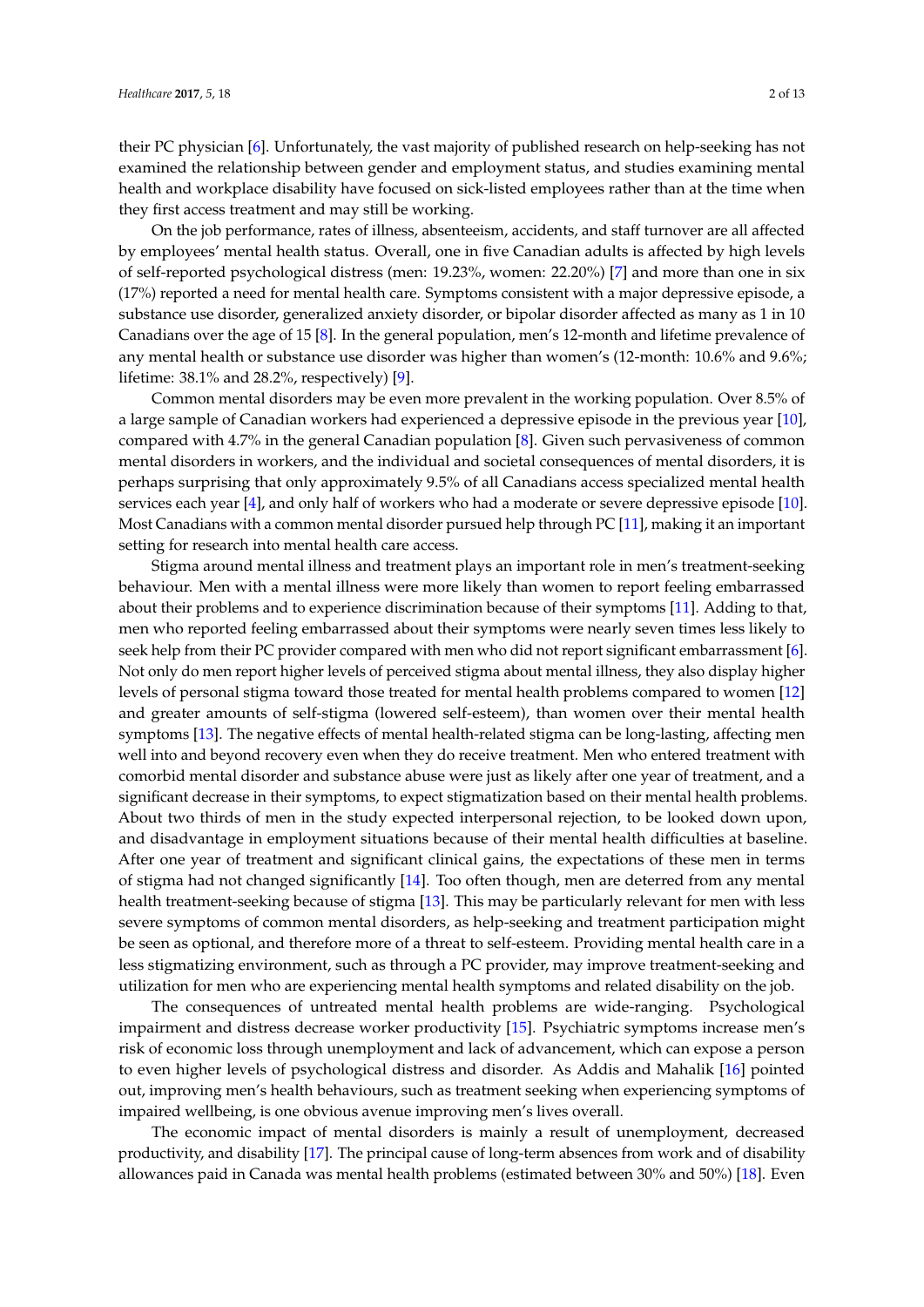their PC physician [6]. Unfortunately, the vast majority of published research on help-seeking has not examined the relationship between gender and employment status, and studies examining mental health and workplace disability have focused on sick-listed employees rather than at the time when they first access treatment and may still be working.

On the job performance, rates of illness, absenteeism, accidents, and staff turnover are all affected by employees' mental health status. Overall, one in five Canadian adults is affected by high levels of self-reported psychological distress (men: 19.23%, women: 22.20%) [7] and more than one in six (17%) reported a need for mental health care. Symptoms consistent with a major depressive episode, a substance use disorder, generalized anxiety disorder, or bipolar disorder affected as many as 1 in 10 Canadians over the age of 15 [8]. In the general population, men's 12-month and lifetime prevalence of any mental health or substance use disorder was higher than women's (12-month: 10.6% and 9.6%; lifetime: 38.1% and 28.2%, respectively) [9].

Common mental disorders may be even more prevalent in the working population. Over 8.5% of a large sample of Canadian workers had experienced a depressive episode in the previous year [10], compared with 4.7% in the general Canadian population [8]. Given such pervasiveness of common mental disorders in workers, and the individual and societal consequences of mental disorders, it is perhaps surprising that only approximately 9.5% of all Canadians access specialized mental health services each year [4], and only half of workers who had a moderate or severe depressive episode [10]. Most Canadians with a common mental disorder pursued help through PC [11], making it an important setting for research into mental health care access.

Stigma around mental illness and treatment plays an important role in men's treatment-seeking behaviour. Men with a mental illness were more likely than women to report feeling embarrassed about their problems and to experience discrimination because of their symptoms [11]. Adding to that, men who reported feeling embarrassed about their symptoms were nearly seven times less likely to seek help from their PC provider compared with men who did not report significant embarrassment [6]. Not only do men report higher levels of perceived stigma about mental illness, they also display higher levels of personal stigma toward those treated for mental health problems compared to women [12] and greater amounts of self-stigma (lowered self-esteem), than women over their mental health symptoms [13]. The negative effects of mental health-related stigma can be long-lasting, affecting men well into and beyond recovery even when they do receive treatment. Men who entered treatment with comorbid mental disorder and substance abuse were just as likely after one year of treatment, and a significant decrease in their symptoms, to expect stigmatization based on their mental health problems. About two thirds of men in the study expected interpersonal rejection, to be looked down upon, and disadvantage in employment situations because of their mental health difficulties at baseline. After one year of treatment and significant clinical gains, the expectations of these men in terms of stigma had not changed significantly [14]. Too often though, men are deterred from any mental health treatment-seeking because of stigma [13]. This may be particularly relevant for men with less severe symptoms of common mental disorders, as help-seeking and treatment participation might be seen as optional, and therefore more of a threat to self-esteem. Providing mental health care in a less stigmatizing environment, such as through a PC provider, may improve treatment-seeking and utilization for men who are experiencing mental health symptoms and related disability on the job.

The consequences of untreated mental health problems are wide-ranging. Psychological impairment and distress decrease worker productivity [15]. Psychiatric symptoms increase men's risk of economic loss through unemployment and lack of advancement, which can expose a person to even higher levels of psychological distress and disorder. As Addis and Mahalik [16] pointed out, improving men's health behaviours, such as treatment seeking when experiencing symptoms of impaired wellbeing, is one obvious avenue improving men's lives overall.

The economic impact of mental disorders is mainly a result of unemployment, decreased productivity, and disability [17]. The principal cause of long-term absences from work and of disability allowances paid in Canada was mental health problems (estimated between 30% and 50%) [18]. Even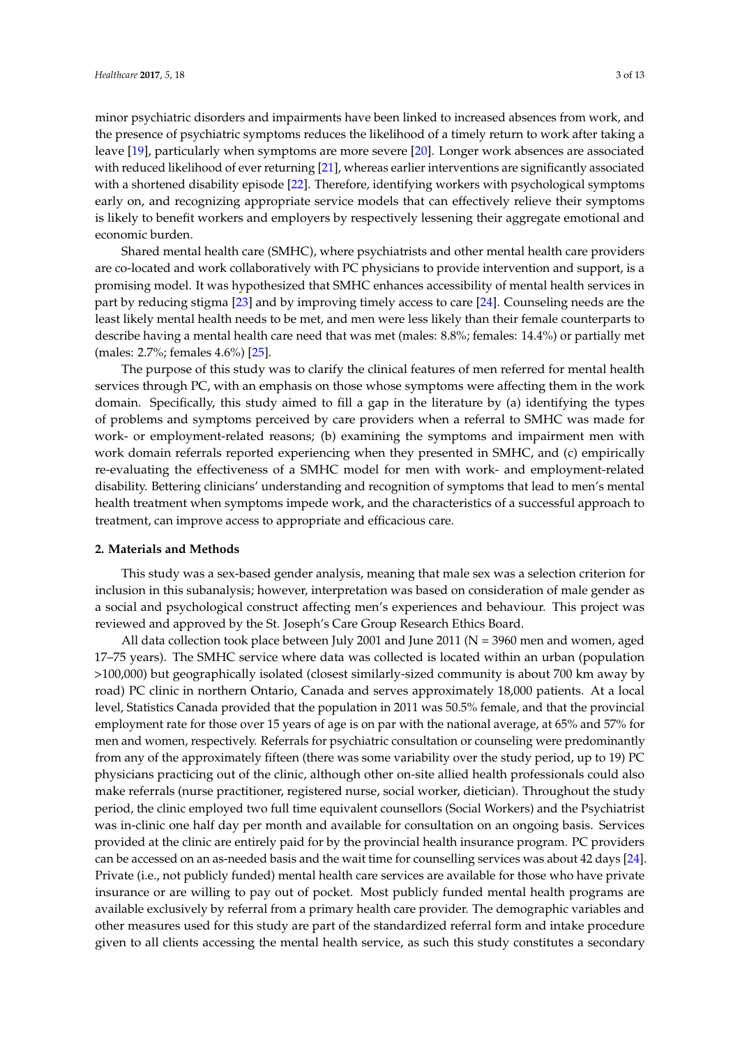minor psychiatric disorders and impairments have been linked to increased absences from work, and the presence of psychiatric symptoms reduces the likelihood of a timely return to work after taking a leave [19], particularly when symptoms are more severe [20]. Longer work absences are associated with reduced likelihood of ever returning [21], whereas earlier interventions are significantly associated with a shortened disability episode [22]. Therefore, identifying workers with psychological symptoms early on, and recognizing appropriate service models that can effectively relieve their symptoms is likely to benefit workers and employers by respectively lessening their aggregate emotional and economic burden.

Shared mental health care (SMHC), where psychiatrists and other mental health care providers are co-located and work collaboratively with PC physicians to provide intervention and support, is a promising model. It was hypothesized that SMHC enhances accessibility of mental health services in part by reducing stigma [23] and by improving timely access to care [24]. Counseling needs are the least likely mental health needs to be met, and men were less likely than their female counterparts to describe having a mental health care need that was met (males: 8.8%; females: 14.4%) or partially met (males: 2.7%; females 4.6%) [25].

The purpose of this study was to clarify the clinical features of men referred for mental health services through PC, with an emphasis on those whose symptoms were affecting them in the work domain. Specifically, this study aimed to fill a gap in the literature by (a) identifying the types of problems and symptoms perceived by care providers when a referral to SMHC was made for work- or employment-related reasons; (b) examining the symptoms and impairment men with work domain referrals reported experiencing when they presented in SMHC, and (c) empirically re-evaluating the effectiveness of a SMHC model for men with work- and employment-related disability. Bettering clinicians' understanding and recognition of symptoms that lead to men's mental health treatment when symptoms impede work, and the characteristics of a successful approach to treatment, can improve access to appropriate and efficacious care.

## 2. Materials and Methods

This study was a sex-based gender analysis, meaning that male sex was a selection criterion for inclusion in this subanalysis; however, interpretation was based on consideration of male gender as a social and psychological construct affecting men's experiences and behaviour. This project was reviewed and approved by the St. Joseph's Care Group Research Ethics Board.

All data collection took place between July 2001 and June 2011 (N = 3960 men and women, aged 17–75 years). The SMHC service where data was collected is located within an urban (population >100,000) but geographically isolated (closest similarly-sized community is about 700 km away by road) PC clinic in northern Ontario, Canada and serves approximately 18,000 patients. At a local level, Statistics Canada provided that the population in 2011 was 50.5% female, and that the provincial employment rate for those over 15 years of age is on par with the national average, at 65% and 57% for men and women, respectively. Referrals for psychiatric consultation or counseling were predominantly from any of the approximately fifteen (there was some variability over the study period, up to 19) PC physicians practicing out of the clinic, although other on-site allied health professionals could also make referrals (nurse practitioner, registered nurse, social worker, dietician). Throughout the study period, the clinic employed two full time equivalent counsellors (Social Workers) and the Psychiatrist was in-clinic one half day per month and available for consultation on an ongoing basis. Services provided at the clinic are entirely paid for by the provincial health insurance program. PC providers can be accessed on an as-needed basis and the wait time for counselling services was about 42 days [24]. Private (i.e., not publicly funded) mental health care services are available for those who have private insurance or are willing to pay out of pocket. Most publicly funded mental health programs are available exclusively by referral from a primary health care provider. The demographic variables and other measures used for this study are part of the standardized referral form and intake procedure given to all clients accessing the mental health service, as such this study constitutes a secondary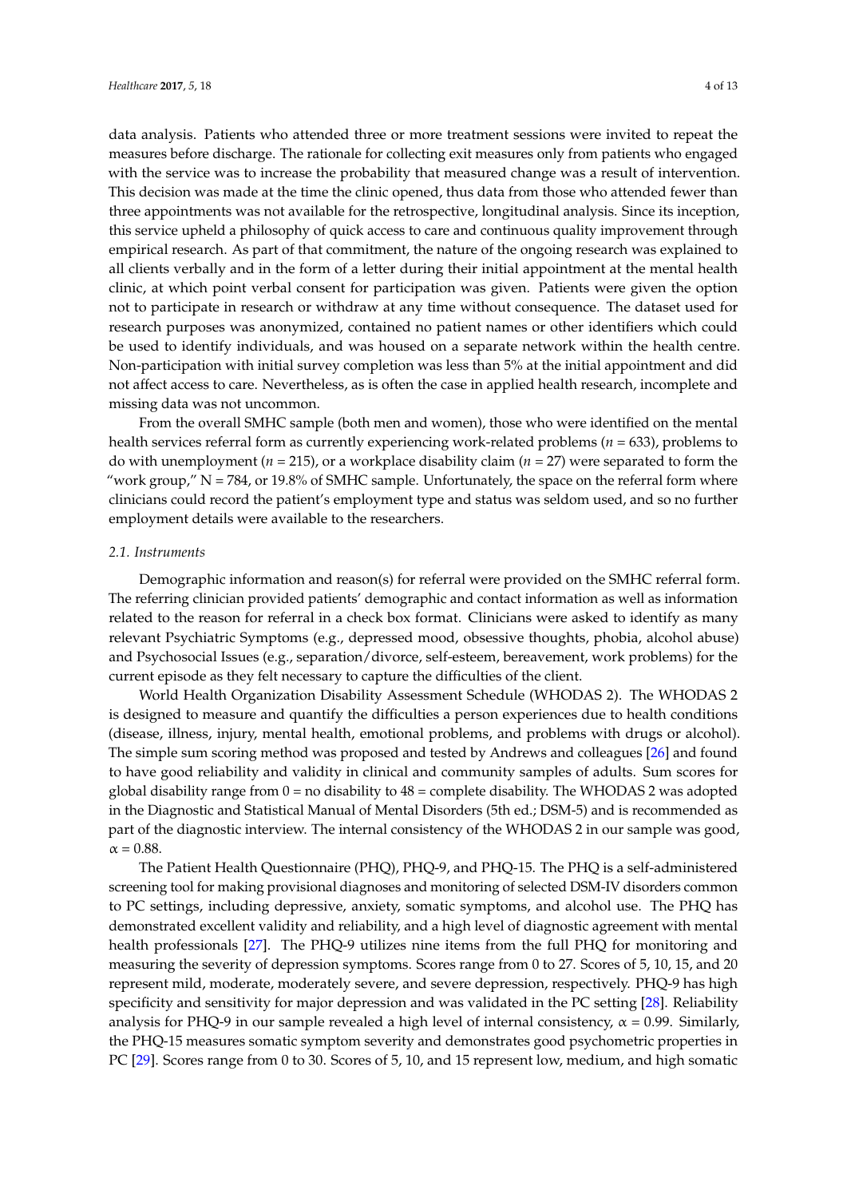data analysis. Patients who attended three or more treatment sessions were invited to repeat the measures before discharge. The rationale for collecting exit measures only from patients who engaged with the service was to increase the probability that measured change was a result of intervention. This decision was made at the time the clinic opened, thus data from those who attended fewer than three appointments was not available for the retrospective, longitudinal analysis. Since its inception, this service upheld a philosophy of quick access to care and continuous quality improvement through empirical research. As part of that commitment, the nature of the ongoing research was explained to all clients verbally and in the form of a letter during their initial appointment at the mental health clinic, at which point verbal consent for participation was given. Patients were given the option not to participate in research or withdraw at any time without consequence. The dataset used for research purposes was anonymized, contained no patient names or other identifiers which could be used to identify individuals, and was housed on a separate network within the health centre. Non-participation with initial survey completion was less than 5% at the initial appointment and did not affect access to care. Nevertheless, as is often the case in applied health research, incomplete and missing data was not uncommon.

From the overall SMHC sample (both men and women), those who were identified on the mental health services referral form as currently experiencing work-related problems ($n$ = 633), problems to do with unemployment ($n$ = 215), or a workplace disability claim ($n$ = 27) were separated to form the "work group," N = 784, or 19.8% of SMHC sample. Unfortunately, the space on the referral form where clinicians could record the patient's employment type and status was seldom used, and so no further employment details were available to the researchers.

### *2.1. Instruments*

Demographic information and reason(s) for referral were provided on the SMHC referral form. The referring clinician provided patients' demographic and contact information as well as information related to the reason for referral in a check box format. Clinicians were asked to identify as many relevant Psychiatric Symptoms (e.g., depressed mood, obsessive thoughts, phobia, alcohol abuse) and Psychosocial Issues (e.g., separation/divorce, self-esteem, bereavement, work problems) for the current episode as they felt necessary to capture the difficulties of the client.

World Health Organization Disability Assessment Schedule (WHODAS 2). The WHODAS 2 is designed to measure and quantify the difficulties a person experiences due to health conditions (disease, illness, injury, mental health, emotional problems, and problems with drugs or alcohol). The simple sum scoring method was proposed and tested by Andrews and colleagues [26] and found to have good reliability and validity in clinical and community samples of adults. Sum scores for global disability range from 0 = no disability to 48 = complete disability. The WHODAS 2 was adopted in the Diagnostic and Statistical Manual of Mental Disorders (5th ed.; DSM-5) and is recommended as part of the diagnostic interview. The internal consistency of the WHODAS 2 in our sample was good, $\alpha = 0.88$.

The Patient Health Questionnaire (PHQ), PHQ-9, and PHQ-15. The PHQ is a self-administered screening tool for making provisional diagnoses and monitoring of selected DSM-IV disorders common to PC settings, including depressive, anxiety, somatic symptoms, and alcohol use. The PHQ has demonstrated excellent validity and reliability, and a high level of diagnostic agreement with mental health professionals [27]. The PHQ-9 utilizes nine items from the full PHQ for monitoring and measuring the severity of depression symptoms. Scores range from 0 to 27. Scores of 5, 10, 15, and 20 represent mild, moderate, moderately severe, and severe depression, respectively. PHQ-9 has high specificity and sensitivity for major depression and was validated in the PC setting [28]. Reliability analysis for PHQ-9 in our sample revealed a high level of internal consistency, $\alpha = 0.99$. Similarly, the PHQ-15 measures somatic symptom severity and demonstrates good psychometric properties in PC [29]. Scores range from 0 to 30. Scores of 5, 10, and 15 represent low, medium, and high somatic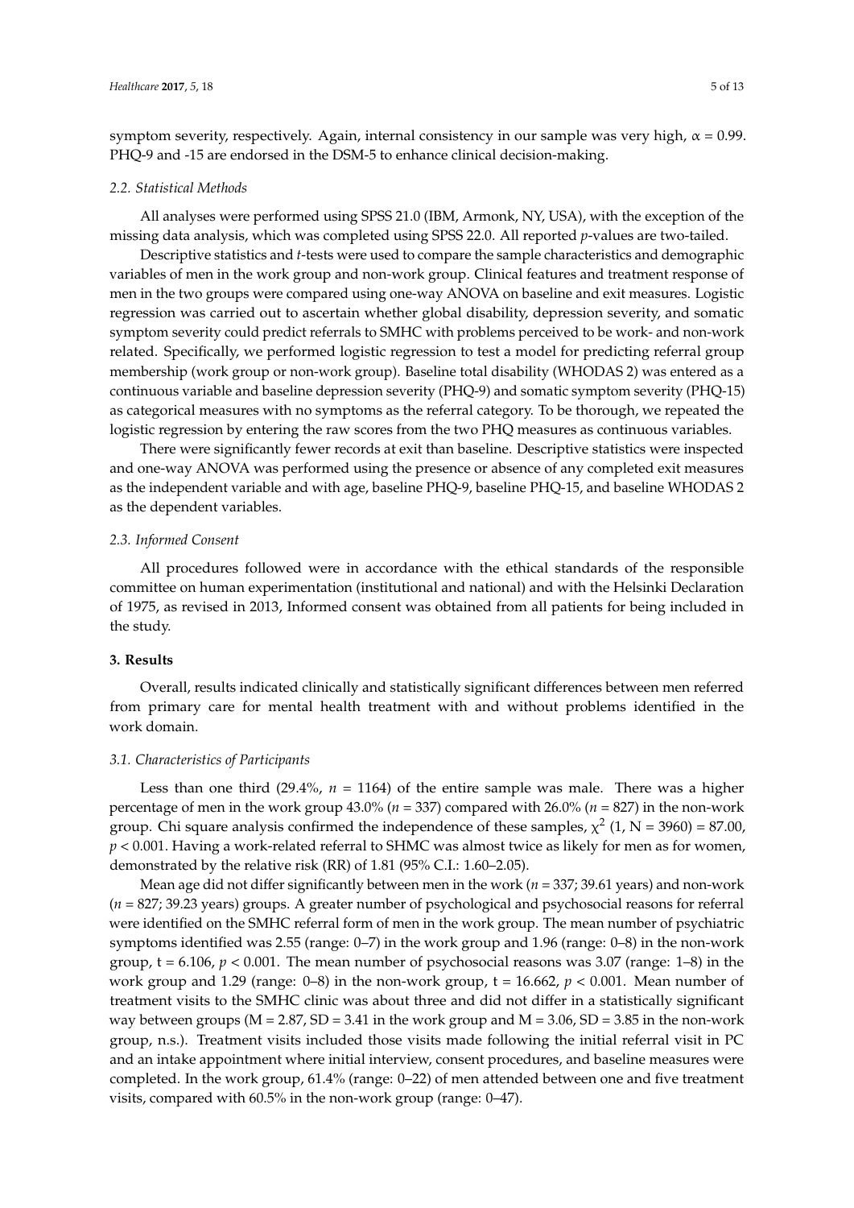symptom severity, respectively. Again, internal consistency in our sample was very high, $\alpha = 0.99$. PHQ-9 and -15 are endorsed in the DSM-5 to enhance clinical decision-making.

### 2.2. Statistical Methods

All analyses were performed using SPSS 21.0 (IBM, Armonk, NY, USA), with the exception of the missing data analysis, which was completed using SPSS 22.0. All reported *p*-values are two-tailed.

Descriptive statistics and *t*-tests were used to compare the sample characteristics and demographic variables of men in the work group and non-work group. Clinical features and treatment response of men in the two groups were compared using one-way ANOVA on baseline and exit measures. Logistic regression was carried out to ascertain whether global disability, depression severity, and somatic symptom severity could predict referrals to SMHC with problems perceived to be work- and non-work related. Specifically, we performed logistic regression to test a model for predicting referral group membership (work group or non-work group). Baseline total disability (WHODAS 2) was entered as a continuous variable and baseline depression severity (PHQ-9) and somatic symptom severity (PHQ-15) as categorical measures with no symptoms as the referral category. To be thorough, we repeated the logistic regression by entering the raw scores from the two PHQ measures as continuous variables.

There were significantly fewer records at exit than baseline. Descriptive statistics were inspected and one-way ANOVA was performed using the presence or absence of any completed exit measures as the independent variable and with age, baseline PHQ-9, baseline PHQ-15, and baseline WHODAS 2 as the dependent variables.

### 2.3. Informed Consent

All procedures followed were in accordance with the ethical standards of the responsible committee on human experimentation (institutional and national) and with the Helsinki Declaration of 1975, as revised in 2013, Informed consent was obtained from all patients for being included in the study.

## 3. Results

Overall, results indicated clinically and statistically significant differences between men referred from primary care for mental health treatment with and without problems identified in the work domain.

### 3.1. Characteristics of Participants

Less than one third (29.4%, $n = 1164$) of the entire sample was male. There was a higher percentage of men in the work group 43.0% ($n = 337$) compared with 26.0% ($n = 827$) in the non-work group. Chi square analysis confirmed the independence of these samples, $\chi^2$ (1, N = 3960) = 87.00, $p < 0.001$. Having a work-related referral to SHMC was almost twice as likely for men as for women, demonstrated by the relative risk (RR) of 1.81 (95% C.I.: 1.60–2.05).

Mean age did not differ significantly between men in the work ($n = 337$; 39.61 years) and non-work ($n = 827$; 39.23 years) groups. A greater number of psychological and psychosocial reasons for referral were identified on the SMHC referral form of men in the work group. The mean number of psychiatric symptoms identified was 2.55 (range: 0–7) in the work group and 1.96 (range: 0–8) in the non-work group, $t = 6.106$, $p < 0.001$. The mean number of psychosocial reasons was 3.07 (range: 1–8) in the work group and 1.29 (range: 0–8) in the non-work group, $t = 16.662$, $p < 0.001$. Mean number of treatment visits to the SMHC clinic was about three and did not differ in a statistically significant way between groups (M = 2.87, SD = 3.41 in the work group and M = 3.06, SD = 3.85 in the non-work group, n.s.). Treatment visits included those visits made following the initial referral visit in PC and an intake appointment where initial interview, consent procedures, and baseline measures were completed. In the work group, 61.4% (range: 0–22) of men attended between one and five treatment visits, compared with 60.5% in the non-work group (range: 0–47).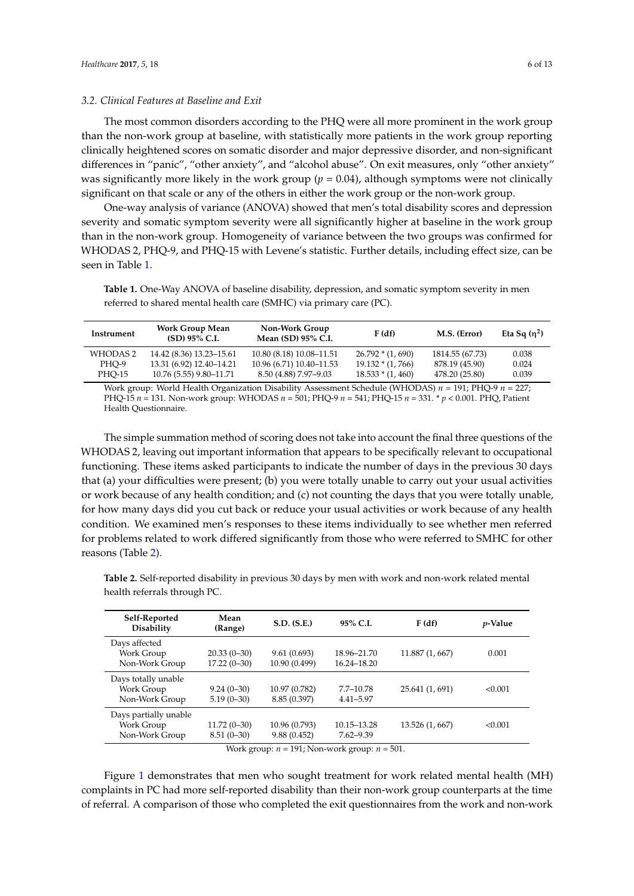### 3.2. Clinical Features at Baseline and Exit

The most common disorders according to the PHQ were all more prominent in the work group than the non-work group at baseline, with statistically more patients in the work group reporting clinically heightened scores on somatic disorder and major depressive disorder, and non-significant differences in "panic", "other anxiety", and "alcohol abuse". On exit measures, only "other anxiety" was significantly more likely in the work group ($p = 0.04$), although symptoms were not clinically significant on that scale or any of the others in either the work group or the non-work group.

One-way analysis of variance (ANOVA) showed that men's total disability scores and depression severity and somatic symptom severity were all significantly higher at baseline in the work group than in the non-work group. Homogeneity of variance between the two groups was confirmed for WHODAS 2, PHQ-9, and PHQ-15 with Levene's statistic. Further details, including effect size, can be seen in Table 1.

**Table 1.** One-Way ANOVA of baseline disability, depression, and somatic symptom severity in men referred to shared mental health care (SMHC) via primary care (PC).

| Instrument | Work Group Mean (SD) 95% C.I. | Non-Work Group Mean (SD) 95% C.I. | F (df) | M.S. (Error) | Eta Sq ($\eta^2$) |
|---|---|---|---|---|---|
| WHODAS 2 | 14.42 (8.36) 13.23–15.61 | 10.80 (8.18) 10.08–11.51 | 26.792 * (1, 690) | 1814.55 (67.73) | 0.038 |
| PHQ-9 | 13.31 (6.92) 12.40–14.21 | 10.96 (6.71) 10.40–11.53 | 19.132 * (1, 766) | 878.19 (45.90) | 0.024 |
| PHQ-15 | 10.76 (5.55) 9.80–11.71 | 8.50 (4.88) 7.97–9.03 | 18.533 * (1, 460) | 478.20 (25.80) | 0.039 |

Work group: World Health Organization Disability Assessment Schedule (WHODAS) $n = 191$; PHQ-9 $n = 227$; PHQ-15 $n = 131$. Non-work group: WHODAS $n = 501$; PHQ-9 $n = 541$; PHQ-15 $n = 331$. * $p < 0.001$. PHQ, Patient Health Questionnaire.

The simple summation method of scoring does not take into account the final three questions of the WHODAS 2, leaving out important information that appears to be specifically relevant to occupational functioning. These items asked participants to indicate the number of days in the previous 30 days that (a) your difficulties were present; (b) you were totally unable to carry out your usual activities or work because of any health condition; and (c) not counting the days that you were totally unable, for how many days did you cut back or reduce your usual activities or work because of any health condition. We examined men's responses to these items individually to see whether men referred for problems related to work differed significantly from those who were referred to SMHC for other reasons (Table 2).

**Table 2.** Self-reported disability in previous 30 days by men with work and non-work related mental health referrals through PC.

| Self-Reported Disability | Mean (Range) | S.D. (S.E.) | 95% C.I. | F (df) | *p*-Value |
|---|---|---|---|---|---|
| Days affected | | | | | |
| Work Group | 20.33 (0–30) | 9.61 (0.693) | 18.96–21.70 | 11.887 (1, 667) | 0.001 |
| Non-Work Group | 17.22 (0–30) | 10.90 (0.499) | 16.24–18.20 | | |
| Days totally unable | | | | | |
| Work Group | 9.24 (0–30) | 10.97 (0.782) | 7.7–10.78 | 25.641 (1, 691) | <0.001 |
| Non-Work Group | 5.19 (0–30) | 8.85 (0.397) | 4.41–5.97 | | |
| Days partially unable | | | | | |
| Work Group | 11.72 (0–30) | 10.96 (0.793) | 10.15–13.28 | 13.526 (1, 667) | <0.001 |
| Non-Work Group | 8.51 (0–30) | 9.88 (0.452) | 7.62–9.39 | | |

Work group: $n = 191$; Non-work group: $n = 501$.

Figure 1 demonstrates that men who sought treatment for work related mental health (MH) complaints in PC had more self-reported disability than their non-work group counterparts at the time of referral. A comparison of those who completed the exit questionnaires from the work and non-work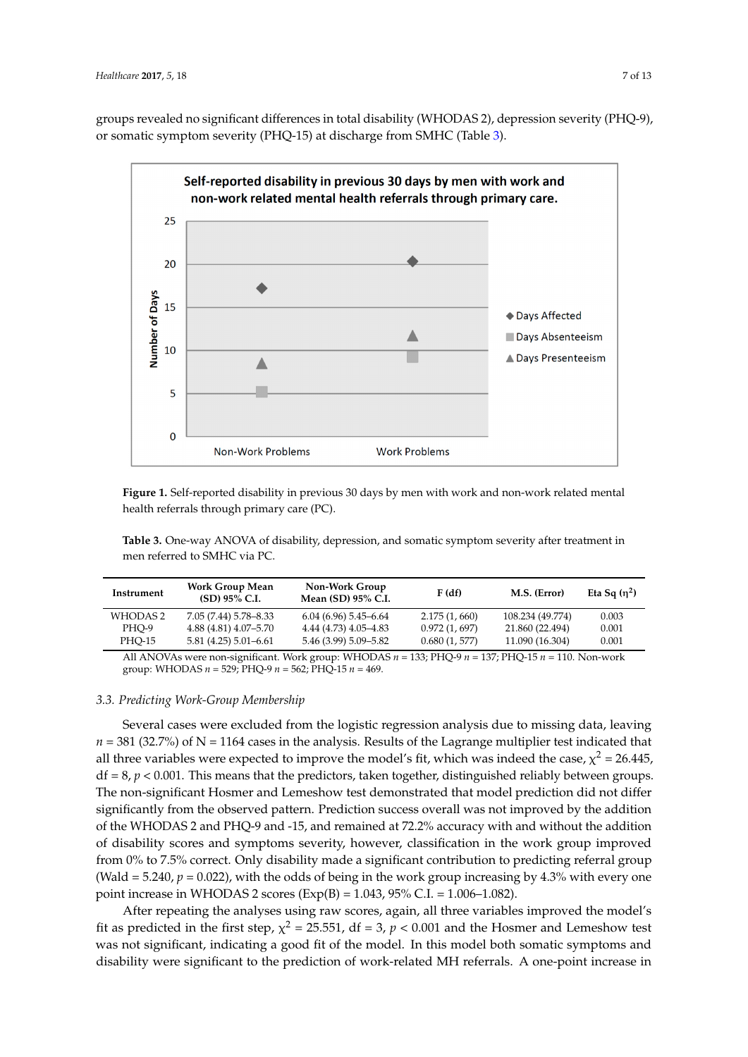groups revealed no significant differences in total disability (WHODAS 2), depression severity (PHQ-9), or somatic symptom severity (PHQ-15) at discharge from SMHC (Table 3).

**Figure 1.** Self-reported disability in previous 30 days by men with work and non-work related mental health referrals through primary care (PC).

**Table 3.** One-way ANOVA of disability, depression, and somatic symptom severity after treatment in men referred to SMHC via PC.

| Instrument | Work Group Mean (SD) 95% C.I. | Non-Work Group Mean (SD) 95% C.I. | F (df) | M.S. (Error) | Eta Sq ($\eta^2$) |
|---|---|---|---|---|---|
| WHODAS 2 | 7.05 (7.44) 5.78–8.33 | 6.04 (6.96) 5.45–6.64 | 2.175 (1, 660) | 108.234 (49.774) | 0.003 |
| PHQ-9 | 4.88 (4.81) 4.07–5.70 | 4.44 (4.73) 4.05–4.83 | 0.972 (1, 697) | 21.860 (22.494) | 0.001 |
| PHQ-15 | 5.81 (4.25) 5.01–6.61 | 5.46 (3.99) 5.09–5.82 | 0.680 (1, 577) | 11.090 (16.304) | 0.001 |

All ANOVAs were non-significant. Work group: WHODAS $n$ = 133; PHQ-9 $n$ = 137; PHQ-15 $n$ = 110. Non-work group: WHODAS $n$ = 529; PHQ-9 $n$ = 562; PHQ-15 $n$ = 469.

### 3.3. Predicting Work-Group Membership

Several cases were excluded from the logistic regression analysis due to missing data, leaving $n$ = 381 (32.7%) of N = 1164 cases in the analysis. Results of the Lagrange multiplier test indicated that all three variables were expected to improve the model's fit, which was indeed the case, $\chi^2$ = 26.445, df = 8, $p < 0.001$. This means that the predictors, taken together, distinguished reliably between groups. The non-significant Hosmer and Lemeshow test demonstrated that model prediction did not differ significantly from the observed pattern. Prediction success overall was not improved by the addition of the WHODAS 2 and PHQ-9 and -15, and remained at 72.2% accuracy with and without the addition of disability scores and symptoms severity, however, classification in the work group improved from 0% to 7.5% correct. Only disability made a significant contribution to predicting referral group (Wald = 5.240, $p$ = 0.022), with the odds of being in the work group increasing by 4.3% with every one point increase in WHODAS 2 scores (Exp(B) = 1.043, 95% C.I. = 1.006–1.082).

After repeating the analyses using raw scores, again, all three variables improved the model's fit as predicted in the first step, $\chi^2$ = 25.551, df = 3, $p < 0.001$ and the Hosmer and Lemeshow test was not significant, indicating a good fit of the model. In this model both somatic symptoms and disability were significant to the prediction of work-related MH referrals. A one-point increase in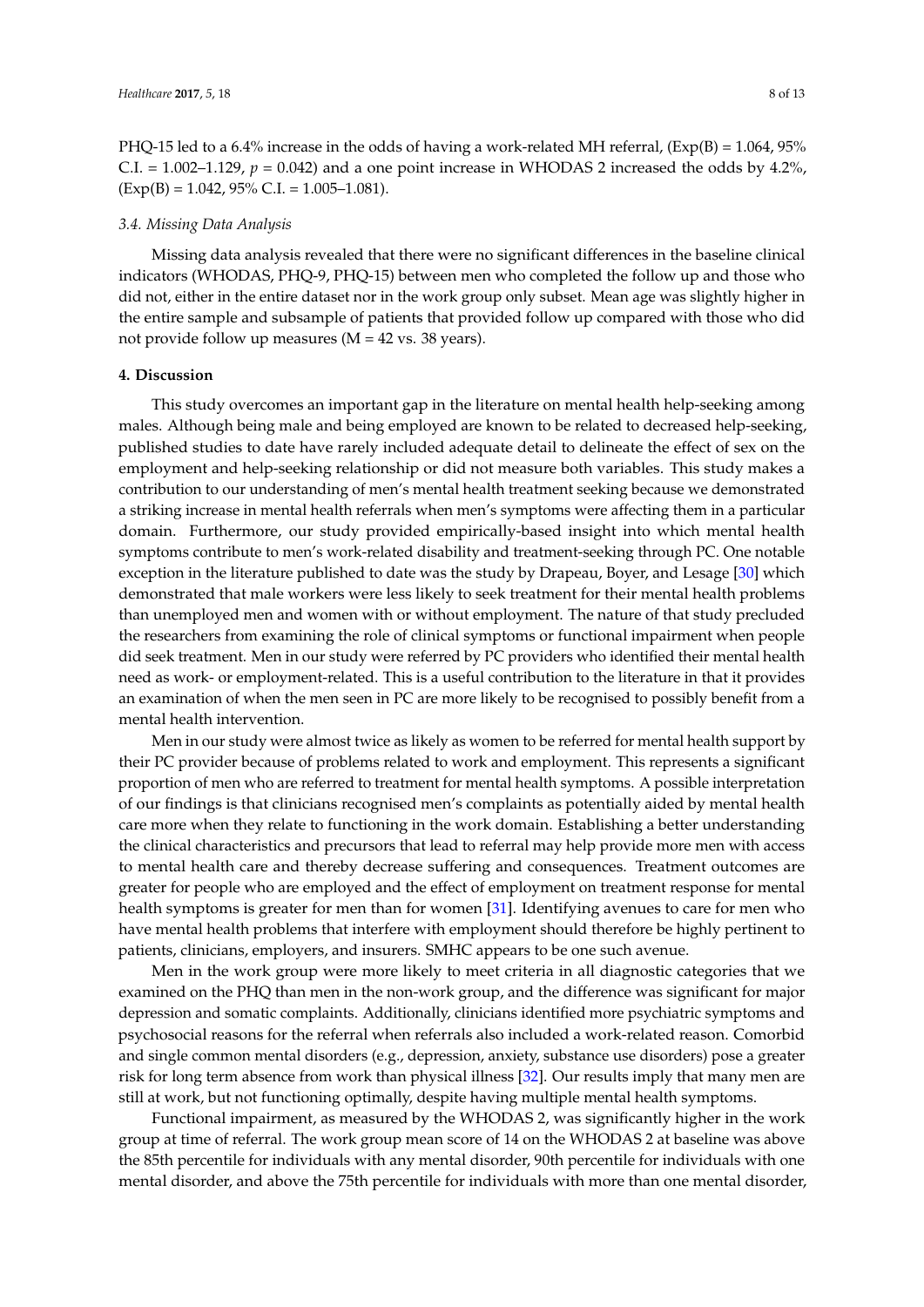PHQ-15 led to a 6.4% increase in the odds of having a work-related MH referral, (Exp(B) = 1.064, 95% C.I. = 1.002–1.129, $p = 0.042$) and a one point increase in WHODAS 2 increased the odds by 4.2%, (Exp(B) = 1.042, 95% C.I. = 1.005–1.081).

### *3.4. Missing Data Analysis*

Missing data analysis revealed that there were no significant differences in the baseline clinical indicators (WHODAS, PHQ-9, PHQ-15) between men who completed the follow up and those who did not, either in the entire dataset nor in the work group only subset. Mean age was slightly higher in the entire sample and subsample of patients that provided follow up compared with those who did not provide follow up measures (M = 42 vs. 38 years).

## **4. Discussion**

This study overcomes an important gap in the literature on mental health help-seeking among males. Although being male and being employed are known to be related to decreased help-seeking, published studies to date have rarely included adequate detail to delineate the effect of sex on the employment and help-seeking relationship or did not measure both variables. This study makes a contribution to our understanding of men's mental health treatment seeking because we demonstrated a striking increase in mental health referrals when men's symptoms were affecting them in a particular domain. Furthermore, our study provided empirically-based insight into which mental health symptoms contribute to men's work-related disability and treatment-seeking through PC. One notable exception in the literature published to date was the study by Drapeau, Boyer, and Lesage [30] which demonstrated that male workers were less likely to seek treatment for their mental health problems than unemployed men and women with or without employment. The nature of that study precluded the researchers from examining the role of clinical symptoms or functional impairment when people did seek treatment. Men in our study were referred by PC providers who identified their mental health need as work- or employment-related. This is a useful contribution to the literature in that it provides an examination of when the men seen in PC are more likely to be recognised to possibly benefit from a mental health intervention.

Men in our study were almost twice as likely as women to be referred for mental health support by their PC provider because of problems related to work and employment. This represents a significant proportion of men who are referred to treatment for mental health symptoms. A possible interpretation of our findings is that clinicians recognised men's complaints as potentially aided by mental health care more when they relate to functioning in the work domain. Establishing a better understanding the clinical characteristics and precursors that lead to referral may help provide more men with access to mental health care and thereby decrease suffering and consequences. Treatment outcomes are greater for people who are employed and the effect of employment on treatment response for mental health symptoms is greater for men than for women [31]. Identifying avenues to care for men who have mental health problems that interfere with employment should therefore be highly pertinent to patients, clinicians, employers, and insurers. SMHC appears to be one such avenue.

Men in the work group were more likely to meet criteria in all diagnostic categories that we examined on the PHQ than men in the non-work group, and the difference was significant for major depression and somatic complaints. Additionally, clinicians identified more psychiatric symptoms and psychosocial reasons for the referral when referrals also included a work-related reason. Comorbid and single common mental disorders (e.g., depression, anxiety, substance use disorders) pose a greater risk for long term absence from work than physical illness [32]. Our results imply that many men are still at work, but not functioning optimally, despite having multiple mental health symptoms.

Functional impairment, as measured by the WHODAS 2, was significantly higher in the work group at time of referral. The work group mean score of 14 on the WHODAS 2 at baseline was above the 85th percentile for individuals with any mental disorder, 90th percentile for individuals with one mental disorder, and above the 75th percentile for individuals with more than one mental disorder,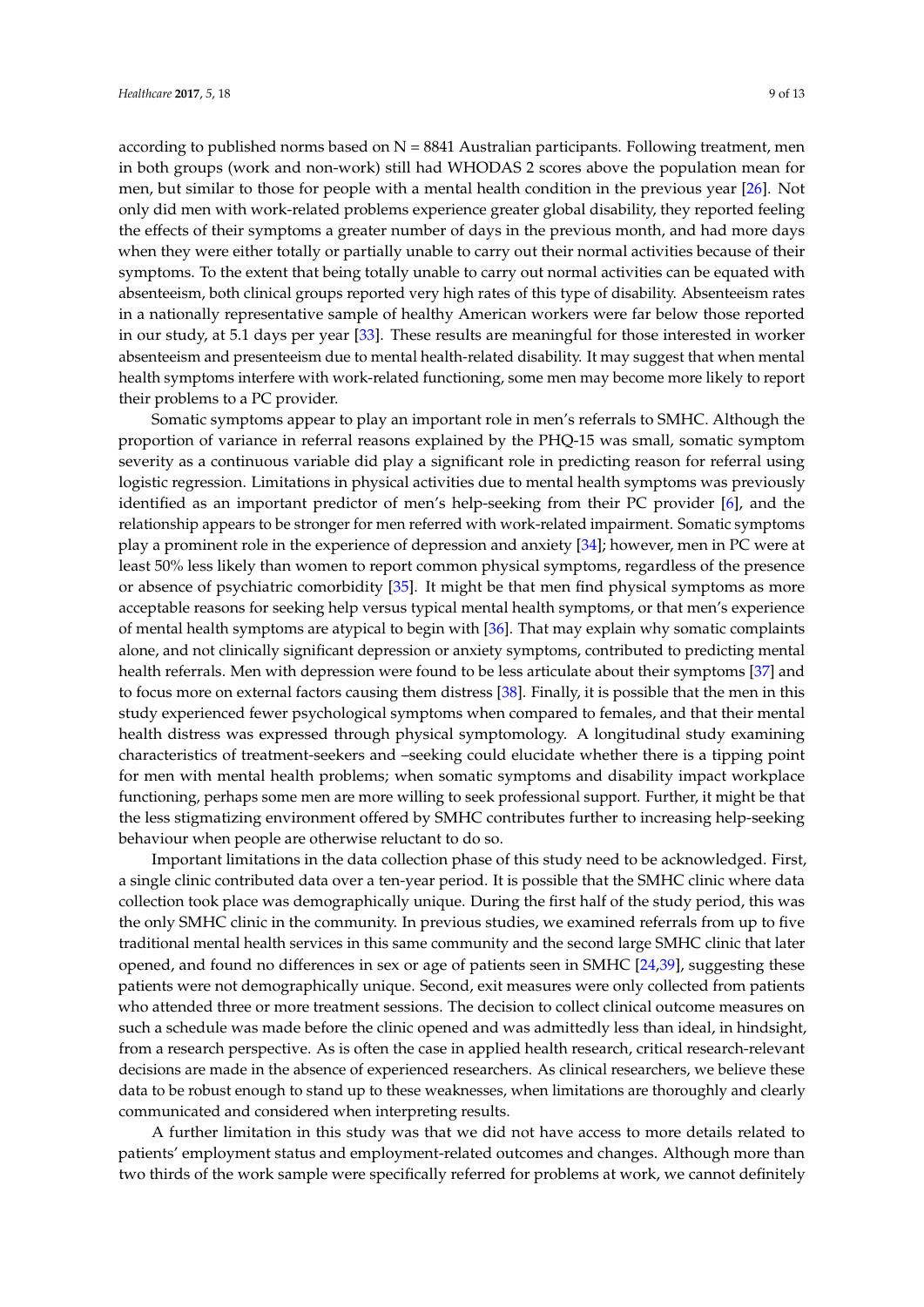according to published norms based on N = 8841 Australian participants. Following treatment, men in both groups (work and non-work) still had WHODAS 2 scores above the population mean for men, but similar to those for people with a mental health condition in the previous year [26]. Not only did men with work-related problems experience greater global disability, they reported feeling the effects of their symptoms a greater number of days in the previous month, and had more days when they were either totally or partially unable to carry out their normal activities because of their symptoms. To the extent that being totally unable to carry out normal activities can be equated with absenteeism, both clinical groups reported very high rates of this type of disability. Absenteeism rates in a nationally representative sample of healthy American workers were far below those reported in our study, at 5.1 days per year [33]. These results are meaningful for those interested in worker absenteeism and presenteeism due to mental health-related disability. It may suggest that when mental health symptoms interfere with work-related functioning, some men may become more likely to report their problems to a PC provider.

Somatic symptoms appear to play an important role in men's referrals to SMHC. Although the proportion of variance in referral reasons explained by the PHQ-15 was small, somatic symptom severity as a continuous variable did play a significant role in predicting reason for referral using logistic regression. Limitations in physical activities due to mental health symptoms was previously identified as an important predictor of men's help-seeking from their PC provider [6], and the relationship appears to be stronger for men referred with work-related impairment. Somatic symptoms play a prominent role in the experience of depression and anxiety [34]; however, men in PC were at least 50% less likely than women to report common physical symptoms, regardless of the presence or absence of psychiatric comorbidity [35]. It might be that men find physical symptoms as more acceptable reasons for seeking help versus typical mental health symptoms, or that men's experience of mental health symptoms are atypical to begin with [36]. That may explain why somatic complaints alone, and not clinically significant depression or anxiety symptoms, contributed to predicting mental health referrals. Men with depression were found to be less articulate about their symptoms [37] and to focus more on external factors causing them distress [38]. Finally, it is possible that the men in this study experienced fewer psychological symptoms when compared to females, and that their mental health distress was expressed through physical symptomology. A longitudinal study examining characteristics of treatment-seekers and –seeking could elucidate whether there is a tipping point for men with mental health problems; when somatic symptoms and disability impact workplace functioning, perhaps some men are more willing to seek professional support. Further, it might be that the less stigmatizing environment offered by SMHC contributes further to increasing help-seeking behaviour when people are otherwise reluctant to do so.

Important limitations in the data collection phase of this study need to be acknowledged. First, a single clinic contributed data over a ten-year period. It is possible that the SMHC clinic where data collection took place was demographically unique. During the first half of the study period, this was the only SMHC clinic in the community. In previous studies, we examined referrals from up to five traditional mental health services in this same community and the second large SMHC clinic that later opened, and found no differences in sex or age of patients seen in SMHC [24,39], suggesting these patients were not demographically unique. Second, exit measures were only collected from patients who attended three or more treatment sessions. The decision to collect clinical outcome measures on such a schedule was made before the clinic opened and was admittedly less than ideal, in hindsight, from a research perspective. As is often the case in applied health research, critical research-relevant decisions are made in the absence of experienced researchers. As clinical researchers, we believe these data to be robust enough to stand up to these weaknesses, when limitations are thoroughly and clearly communicated and considered when interpreting results.

A further limitation in this study was that we did not have access to more details related to patients' employment status and employment-related outcomes and changes. Although more than two thirds of the work sample were specifically referred for problems at work, we cannot definitely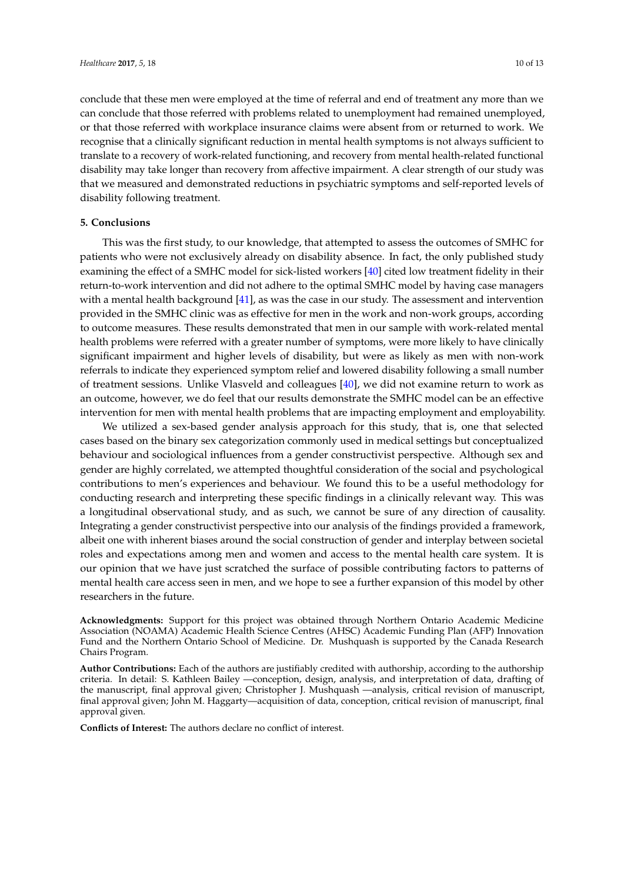conclude that these men were employed at the time of referral and end of treatment any more than we can conclude that those referred with problems related to unemployment had remained unemployed, or that those referred with workplace insurance claims were absent from or returned to work. We recognise that a clinically significant reduction in mental health symptoms is not always sufficient to translate to a recovery of work-related functioning, and recovery from mental health-related functional disability may take longer than recovery from affective impairment. A clear strength of our study was that we measured and demonstrated reductions in psychiatric symptoms and self-reported levels of disability following treatment.

## 5. Conclusions

This was the first study, to our knowledge, that attempted to assess the outcomes of SMHC for patients who were not exclusively already on disability absence. In fact, the only published study examining the effect of a SMHC model for sick-listed workers [40] cited low treatment fidelity in their return-to-work intervention and did not adhere to the optimal SMHC model by having case managers with a mental health background [41], as was the case in our study. The assessment and intervention provided in the SMHC clinic was as effective for men in the work and non-work groups, according to outcome measures. These results demonstrated that men in our sample with work-related mental health problems were referred with a greater number of symptoms, were more likely to have clinically significant impairment and higher levels of disability, but were as likely as men with non-work referrals to indicate they experienced symptom relief and lowered disability following a small number of treatment sessions. Unlike Vlasveld and colleagues [40], we did not examine return to work as an outcome, however, we do feel that our results demonstrate the SMHC model can be an effective intervention for men with mental health problems that are impacting employment and employability.

We utilized a sex-based gender analysis approach for this study, that is, one that selected cases based on the binary sex categorization commonly used in medical settings but conceptualized behaviour and sociological influences from a gender constructivist perspective. Although sex and gender are highly correlated, we attempted thoughtful consideration of the social and psychological contributions to men's experiences and behaviour. We found this to be a useful methodology for conducting research and interpreting these specific findings in a clinically relevant way. This was a longitudinal observational study, and as such, we cannot be sure of any direction of causality. Integrating a gender constructivist perspective into our analysis of the findings provided a framework, albeit one with inherent biases around the social construction of gender and interplay between societal roles and expectations among men and women and access to the mental health care system. It is our opinion that we have just scratched the surface of possible contributing factors to patterns of mental health care access seen in men, and we hope to see a further expansion of this model by other researchers in the future.

**Acknowledgments:** Support for this project was obtained through Northern Ontario Academic Medicine Association (NOAMA) Academic Health Science Centres (AHSC) Academic Funding Plan (AFP) Innovation Fund and the Northern Ontario School of Medicine. Dr. Mushquash is supported by the Canada Research Chairs Program.

**Author Contributions:** Each of the authors are justifiably credited with authorship, according to the authorship criteria. In detail: S. Kathleen Bailey —conception, design, analysis, and interpretation of data, drafting of the manuscript, final approval given; Christopher J. Mushquash —analysis, critical revision of manuscript, final approval given; John M. Haggarty—acquisition of data, conception, critical revision of manuscript, final approval given.

**Conflicts of Interest:** The authors declare no conflict of interest.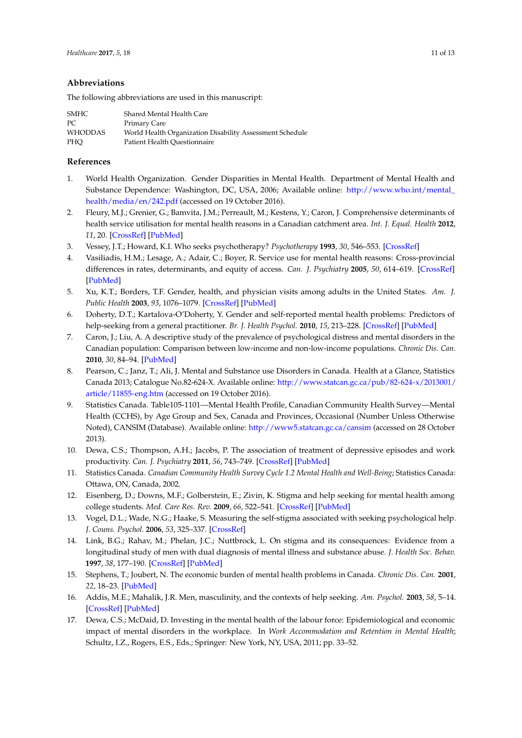## Abbreviations

The following abbreviations are used in this manuscript:

| | |
|---|---|
| SMHC | Shared Mental Health Care |
| PC | Primary Care |
| WHODDAS | World Health Organization Disability Assessment Schedule |
| PHQ | Patient Health Questionnaire |

## References

1. World Health Organization. Gender Disparities in Mental Health. Department of Mental Health and Substance Dependence: Washington, DC, USA, 2006; Available online: http://www.who.int/mental_health/media/en/242.pdf (accessed on 19 October 2016).
2. Fleury, M.J.; Grenier, G.; Bamvita, J.M.; Perreault, M.; Kestens, Y.; Caron, J. Comprehensive determinants of health service utilisation for mental health reasons in a Canadian catchment area. *Int. J. Equal. Health* **2012**, *11*, 20. [CrossRef] [PubMed]
3. Vessey, J.T.; Howard, K.I. Who seeks psychotherapy? *Psychotherapy* **1993**, *30*, 546–553. [CrossRef]
4. Vasiliadis, H.M.; Lesage, A.; Adair, C.; Boyer, R. Service use for mental health reasons: Cross-provincial differences in rates, determinants, and equity of access. *Can. J. Psychiatry* **2005**, *50*, 614–619. [CrossRef] [PubMed]
5. Xu, K.T.; Borders, T.F. Gender, health, and physician visits among adults in the United States. *Am. J. Public Health* **2003**, *93*, 1076–1079. [CrossRef] [PubMed]
6. Doherty, D.T.; Kartalova-O'Doherty, Y. Gender and self-reported mental health problems: Predictors of help-seeking from a general practitioner. *Br. J. Health Psychol.* **2010**, *15*, 213–228. [CrossRef] [PubMed]
7. Caron, J.; Liu, A. A descriptive study of the prevalence of psychological distress and mental disorders in the Canadian population: Comparison between low-income and non-low-income populations. *Chronic Dis. Can.* **2010**, *30*, 84–94. [PubMed]
8. Pearson, C.; Janz, T.; Ali, J. Mental and Substance use Disorders in Canada. Health at a Glance, Statistics Canada 2013; Catalogue No.82-624-X. Available online: http://www.statcan.gc.ca/pub/82-624-x/2013001/article/11855-eng.htm (accessed on 19 October 2016).
9. Statistics Canada. Table105-1101—Mental Health Profile, Canadian Community Health Survey—Mental Health (CCHS), by Age Group and Sex, Canada and Provinces, Occasional (Number Unless Otherwise Noted), CANSIM (Database). Available online: http://www5.statcan.gc.ca/cansim (accessed on 28 October 2013).
10. Dewa, C.S.; Thompson, A.H.; Jacobs, P. The association of treatment of depressive episodes and work productivity. *Can. J. Psychiatry* **2011**, *56*, 743–749. [CrossRef] [PubMed]
11. Statistics Canada. *Canadian Community Health Survey Cycle 1.2 Mental Health and Well-Being*; Statistics Canada: Ottawa, ON, Canada, 2002.
12. Eisenberg, D.; Downs, M.F.; Golberstein, E.; Zivin, K. Stigma and help seeking for mental health among college students. *Med. Care Res. Rev.* **2009**, *66*, 522–541. [CrossRef] [PubMed]
13. Vogel, D.L.; Wade, N.G.; Haake, S. Measuring the self-stigma associated with seeking psychological help. *J. Couns. Psychol.* **2006**, *53*, 325–337. [CrossRef]
14. Link, B.G.; Rahav, M.; Phelan, J.C.; Nuttbrock, L. On stigma and its consequences: Evidence from a longitudinal study of men with dual diagnosis of mental illness and substance abuse. *J. Health Soc. Behav.* **1997**, *38*, 177–190. [CrossRef] [PubMed]
15. Stephens, T.; Joubert, N. The economic burden of mental health problems in Canada. *Chronic Dis. Can.* **2001**, *22*, 18–23. [PubMed]
16. Addis, M.E.; Mahalik, J.R. Men, masculinity, and the contexts of help seeking. *Am. Psychol.* **2003**, *58*, 5–14. [CrossRef] [PubMed]
17. Dewa, C.S.; McDaid, D. Investing in the mental health of the labour force: Epidemiological and economic impact of mental disorders in the workplace. In *Work Accommodation and Retention in Mental Health*; Schultz, I.Z., Rogers, E.S., Eds.; Springer: New York, NY, USA, 2011; pp. 33–52.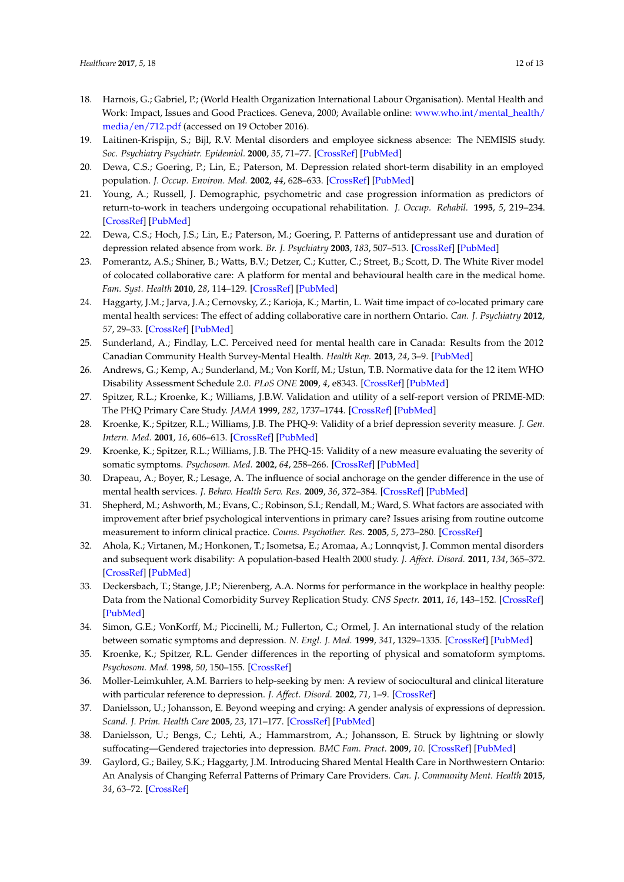18. Harnois, G.; Gabriel, P.; (World Health Organization International Labour Organisation). Mental Health and Work: Impact, Issues and Good Practices. Geneva, 2000; Available online: www.who.int/mental_health/media/en/712.pdf (accessed on 19 October 2016).
19. Laitinen-Krispijn, S.; Bijl, R.V. Mental disorders and employee sickness absence: The NEMISIS study. *Soc. Psychiatry Psychiatr. Epidemiol.* **2000**, *35*, 71–77. [CrossRef] [PubMed]
20. Dewa, C.S.; Goering, P.; Lin, E.; Paterson, M. Depression related short-term disability in an employed population. *J. Occup. Environ. Med.* **2002**, *44*, 628–633. [CrossRef] [PubMed]
21. Young, A.; Russell, J. Demographic, psychometric and case progression information as predictors of return-to-work in teachers undergoing occupational rehabilitation. *J. Occup. Rehabil.* **1995**, *5*, 219–234. [CrossRef] [PubMed]
22. Dewa, C.S.; Hoch, J.S.; Lin, E.; Paterson, M.; Goering, P. Patterns of antidepressant use and duration of depression related absence from work. *Br. J. Psychiatry* **2003**, *183*, 507–513. [CrossRef] [PubMed]
23. Pomerantz, A.S.; Shiner, B.; Watts, B.V.; Detzer, C.; Kutter, C.; Street, B.; Scott, D. The White River model of colocated collaborative care: A platform for mental and behavioural health care in the medical home. *Fam. Syst. Health* **2010**, *28*, 114–129. [CrossRef] [PubMed]
24. Haggarty, J.M.; Jarva, J.A.; Cernovsky, Z.; Karioja, K.; Martin, L. Wait time impact of co-located primary care mental health services: The effect of adding collaborative care in northern Ontario. *Can. J. Psychiatry* **2012**, *57*, 29–33. [CrossRef] [PubMed]
25. Sunderland, A.; Findlay, L.C. Perceived need for mental health care in Canada: Results from the 2012 Canadian Community Health Survey-Mental Health. *Health Rep.* **2013**, *24*, 3–9. [PubMed]
26. Andrews, G.; Kemp, A.; Sunderland, M.; Von Korff, M.; Ustun, T.B. Normative data for the 12 item WHO Disability Assessment Schedule 2.0. *PLoS ONE* **2009**, *4*, e8343. [CrossRef] [PubMed]
27. Spitzer, R.L.; Kroenke, K.; Williams, J.B.W. Validation and utility of a self-report version of PRIME-MD: The PHQ Primary Care Study. *JAMA* **1999**, *282*, 1737–1744. [CrossRef] [PubMed]
28. Kroenke, K.; Spitzer, R.L.; Williams, J.B. The PHQ-9: Validity of a brief depression severity measure. *J. Gen. Intern. Med.* **2001**, *16*, 606–613. [CrossRef] [PubMed]
29. Kroenke, K.; Spitzer, R.L.; Williams, J.B. The PHQ-15: Validity of a new measure evaluating the severity of somatic symptoms. *Psychosom. Med.* **2002**, *64*, 258–266. [CrossRef] [PubMed]
30. Drapeau, A.; Boyer, R.; Lesage, A. The influence of social anchorage on the gender difference in the use of mental health services. *J. Behav. Health Serv. Res.* **2009**, *36*, 372–384. [CrossRef] [PubMed]
31. Shepherd, M.; Ashworth, M.; Evans, C.; Robinson, S.I.; Rendall, M.; Ward, S. What factors are associated with improvement after brief psychological interventions in primary care? Issues arising from routine outcome measurement to inform clinical practice. *Couns. Psychother. Res.* **2005**, *5*, 273–280. [CrossRef]
32. Ahola, K.; Virtanen, M.; Honkonen, T.; Isometsa, E.; Aromaa, A.; Lonnqvist, J. Common mental disorders and subsequent work disability: A population-based Health 2000 study. *J. Affect. Disord.* **2011**, *134*, 365–372. [CrossRef] [PubMed]
33. Deckersbach, T.; Stange, J.P.; Nierenberg, A.A. Norms for performance in the workplace in healthy people: Data from the National Comorbidity Survey Replication Study. *CNS Spectr.* **2011**, *16*, 143–152. [CrossRef] [PubMed]
34. Simon, G.E.; VonKorff, M.; Piccinelli, M.; Fullerton, C.; Ormel, J. An international study of the relation between somatic symptoms and depression. *N. Engl. J. Med.* **1999**, *341*, 1329–1335. [CrossRef] [PubMed]
35. Kroenke, K.; Spitzer, R.L. Gender differences in the reporting of physical and somatoform symptoms. *Psychosom. Med.* **1998**, *50*, 150–155. [CrossRef]
36. Moller-Leimkuhler, A.M. Barriers to help-seeking by men: A review of sociocultural and clinical literature with particular reference to depression. *J. Affect. Disord.* **2002**, *71*, 1–9. [CrossRef]
37. Danielsson, U.; Johansson, E. Beyond weeping and crying: A gender analysis of expressions of depression. *Scand. J. Prim. Health Care* **2005**, *23*, 171–177. [CrossRef] [PubMed]
38. Danielsson, U.; Bengs, C.; Lehti, A.; Hammarstrom, A.; Johansson, E. Struck by lightning or slowly suffocating—Gendered trajectories into depression. *BMC Fam. Pract.* **2009**, *10*. [CrossRef] [PubMed]
39. Gaylord, G.; Bailey, S.K.; Haggarty, J.M. Introducing Shared Mental Health Care in Northwestern Ontario: An Analysis of Changing Referral Patterns of Primary Care Providers. *Can. J. Community Ment. Health* **2015**, *34*, 63–72. [CrossRef]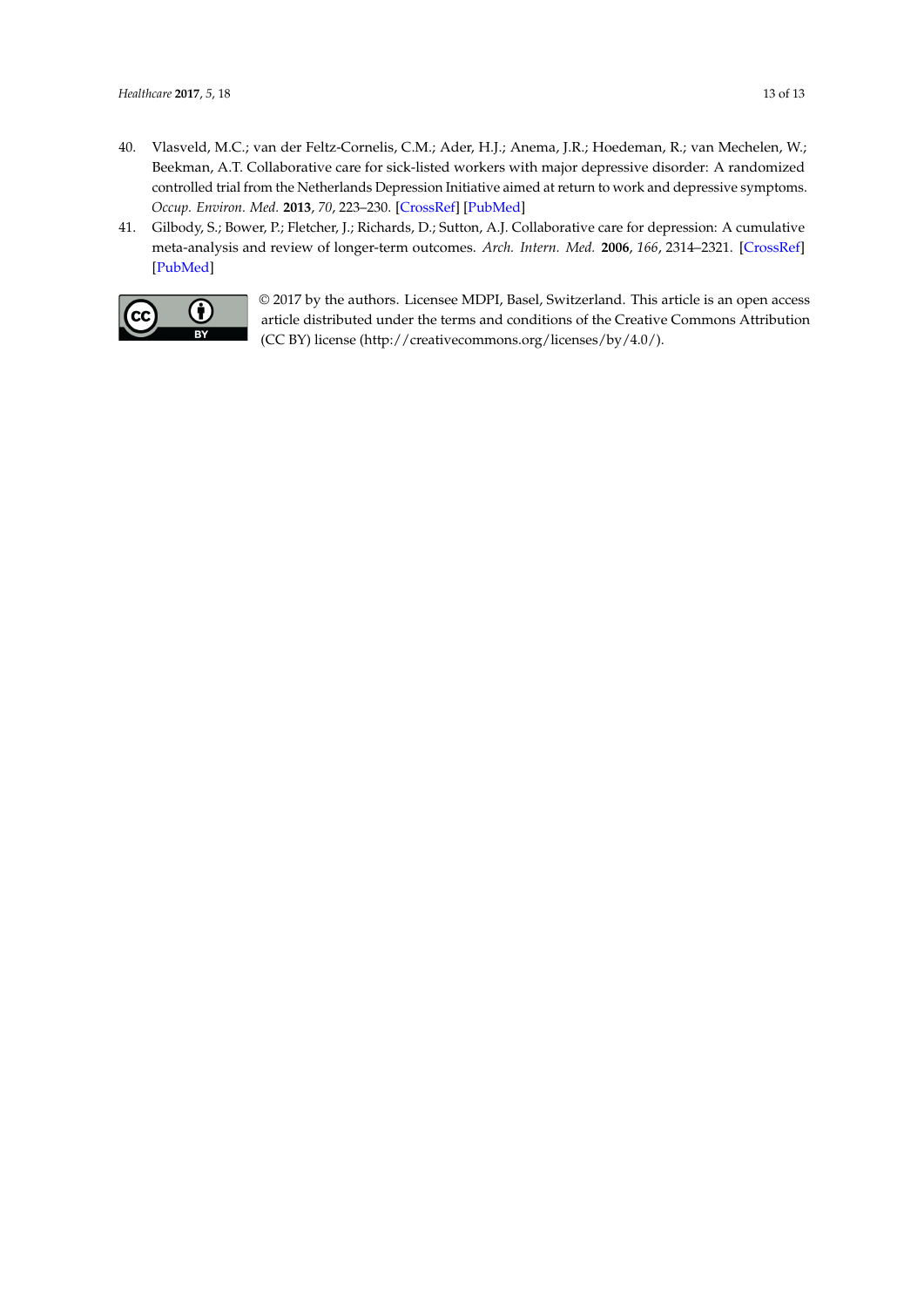40. Vlasveld, M.C.; van der Feltz-Cornelis, C.M.; Ader, H.J.; Anema, J.R.; Hoedeman, R.; van Mechelen, W.; Beekman, A.T. Collaborative care for sick-listed workers with major depressive disorder: A randomized controlled trial from the Netherlands Depression Initiative aimed at return to work and depressive symptoms. *Occup. Environ. Med.* **2013**, *70*, 223–230. [CrossRef] [PubMed]
41. Gilbody, S.; Bower, P.; Fletcher, J.; Richards, D.; Sutton, A.J. Collaborative care for depression: A cumulative meta-analysis and review of longer-term outcomes. *Arch. Intern. Med.* **2006**, *166*, 2314–2321. [CrossRef] [PubMed]

© 2017 by the authors. Licensee MDPI, Basel, Switzerland. This article is an open access article distributed under the terms and conditions of the Creative Commons Attribution (CC BY) license (http://creativecommons.org/licenses/by/4.0/).